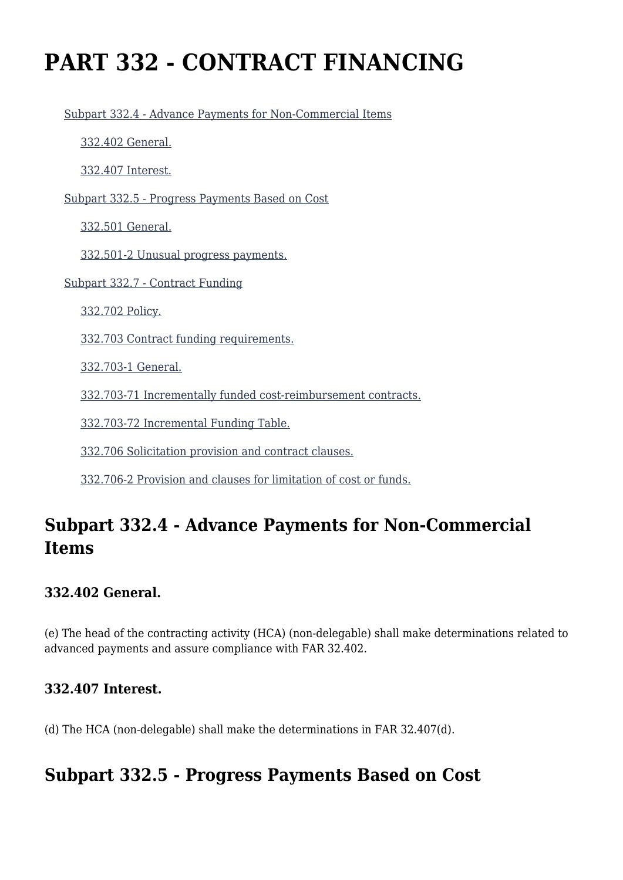# PART 332 - CONTRACT FINANCING

- Subpart 332.4 - Advance Payments for Non-Commercial Items
  - 332.402 General.
  - 332.407 Interest.
- Subpart 332.5 - Progress Payments Based on Cost
  - 332.501 General.
  - 332.501-2 Unusual progress payments.
- Subpart 332.7 - Contract Funding
  - 332.702 Policy.
  - 332.703 Contract funding requirements.
  - 332.703-1 General.
  - 332.703-71 Incrementally funded cost-reimbursement contracts.
  - 332.703-72 Incremental Funding Table.
  - 332.706 Solicitation provision and contract clauses.
  - 332.706-2 Provision and clauses for limitation of cost or funds.

## Subpart 332.4 - Advance Payments for Non-Commercial Items

### 332.402 General.

(e) The head of the contracting activity (HCA) (non-delegable) shall make determinations related to advanced payments and assure compliance with FAR 32.402.

### 332.407 Interest.

(d) The HCA (non-delegable) shall make the determinations in FAR 32.407(d).

## Subpart 332.5 - Progress Payments Based on Cost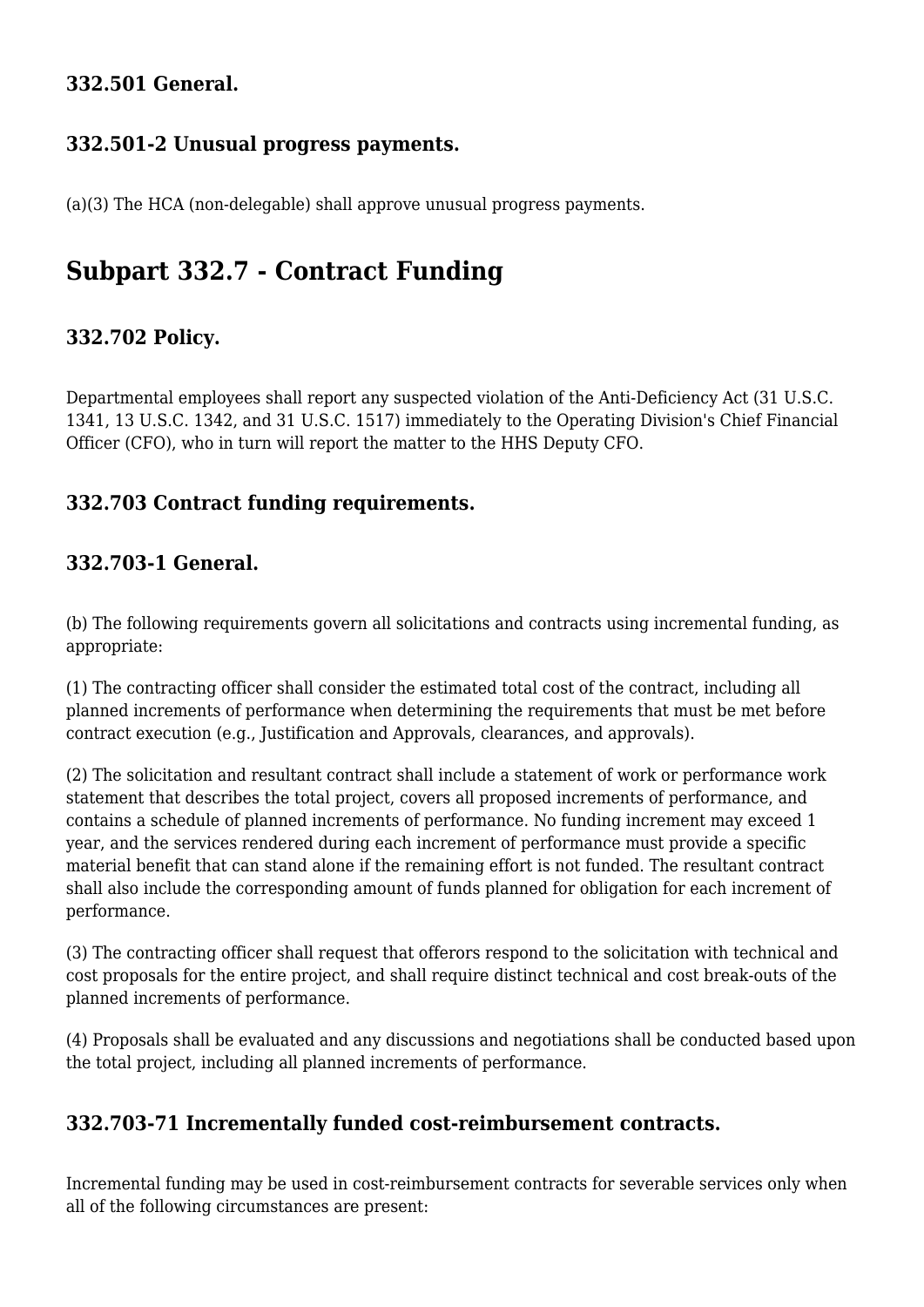### 332.501 General.

### 332.501-2 Unusual progress payments.

(a)(3) The HCA (non-delegable) shall approve unusual progress payments.

## Subpart 332.7 - Contract Funding

### 332.702 Policy.

Departmental employees shall report any suspected violation of the Anti-Deficiency Act (31 U.S.C. 1341, 13 U.S.C. 1342, and 31 U.S.C. 1517) immediately to the Operating Division's Chief Financial Officer (CFO), who in turn will report the matter to the HHS Deputy CFO.

### 332.703 Contract funding requirements.

### 332.703-1 General.

(b) The following requirements govern all solicitations and contracts using incremental funding, as appropriate:

(1) The contracting officer shall consider the estimated total cost of the contract, including all planned increments of performance when determining the requirements that must be met before contract execution (e.g., Justification and Approvals, clearances, and approvals).

(2) The solicitation and resultant contract shall include a statement of work or performance work statement that describes the total project, covers all proposed increments of performance, and contains a schedule of planned increments of performance. No funding increment may exceed 1 year, and the services rendered during each increment of performance must provide a specific material benefit that can stand alone if the remaining effort is not funded. The resultant contract shall also include the corresponding amount of funds planned for obligation for each increment of performance.

(3) The contracting officer shall request that offerors respond to the solicitation with technical and cost proposals for the entire project, and shall require distinct technical and cost break-outs of the planned increments of performance.

(4) Proposals shall be evaluated and any discussions and negotiations shall be conducted based upon the total project, including all planned increments of performance.

### 332.703-71 Incrementally funded cost-reimbursement contracts.

Incremental funding may be used in cost-reimbursement contracts for severable services only when all of the following circumstances are present: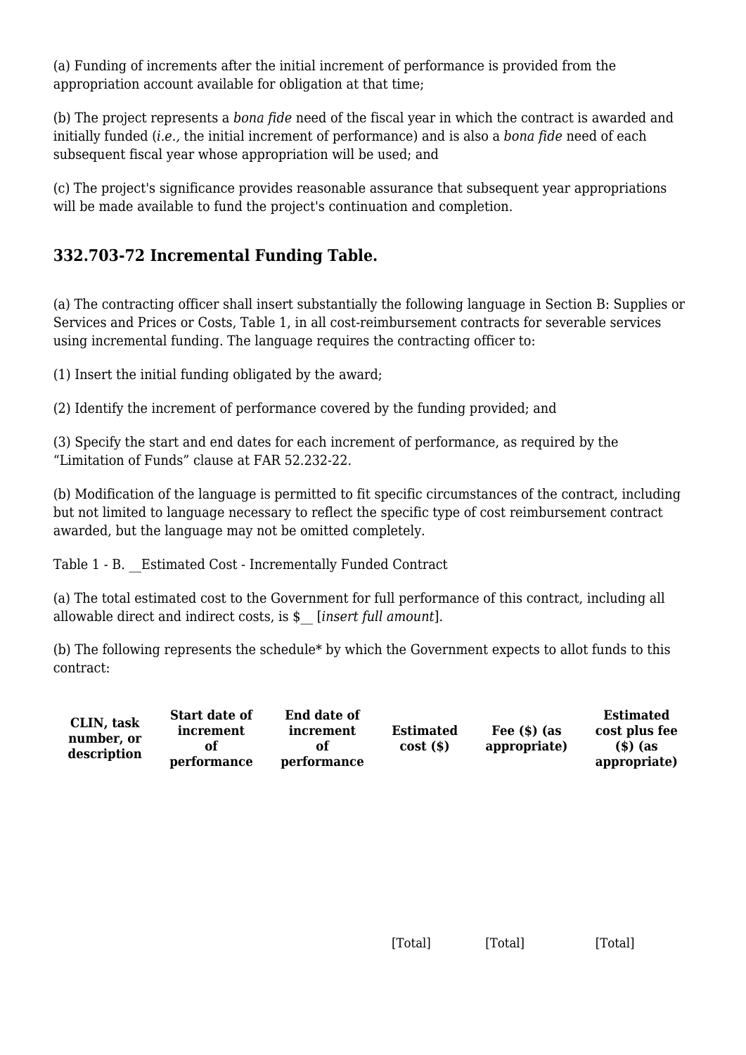(a) Funding of increments after the initial increment of performance is provided from the appropriation account available for obligation at that time;

(b) The project represents a *bona fide* need of the fiscal year in which the contract is awarded and initially funded (*i.e.,* the initial increment of performance) and is also a *bona fide* need of each subsequent fiscal year whose appropriation will be used; and

(c) The project's significance provides reasonable assurance that subsequent year appropriations will be made available to fund the project's continuation and completion.

## 332.703-72 Incremental Funding Table.

(a) The contracting officer shall insert substantially the following language in Section B: Supplies or Services and Prices or Costs, Table 1, in all cost-reimbursement contracts for severable services using incremental funding. The language requires the contracting officer to:

(1) Insert the initial funding obligated by the award;

(2) Identify the increment of performance covered by the funding provided; and

(3) Specify the start and end dates for each increment of performance, as required by the "Limitation of Funds" clause at FAR 52.232-22.

(b) Modification of the language is permitted to fit specific circumstances of the contract, including but not limited to language necessary to reflect the specific type of cost reimbursement contract awarded, but the language may not be omitted completely.

Table 1 - B. __Estimated Cost - Incrementally Funded Contract

(a) The total estimated cost to the Government for full performance of this contract, including all allowable direct and indirect costs, is $__ [*insert full amount*].

(b) The following represents the schedule* by which the Government expects to allot funds to this contract:

| CLIN, task number, or description | Start date of increment of performance | End date of increment of performance | Estimated cost ($) | Fee ($) (as appropriate) | Estimated cost plus fee ($) (as appropriate) |
|---|---|---|---|---|---|
| | | | | | |
| | | | [Total] | [Total] | [Total] |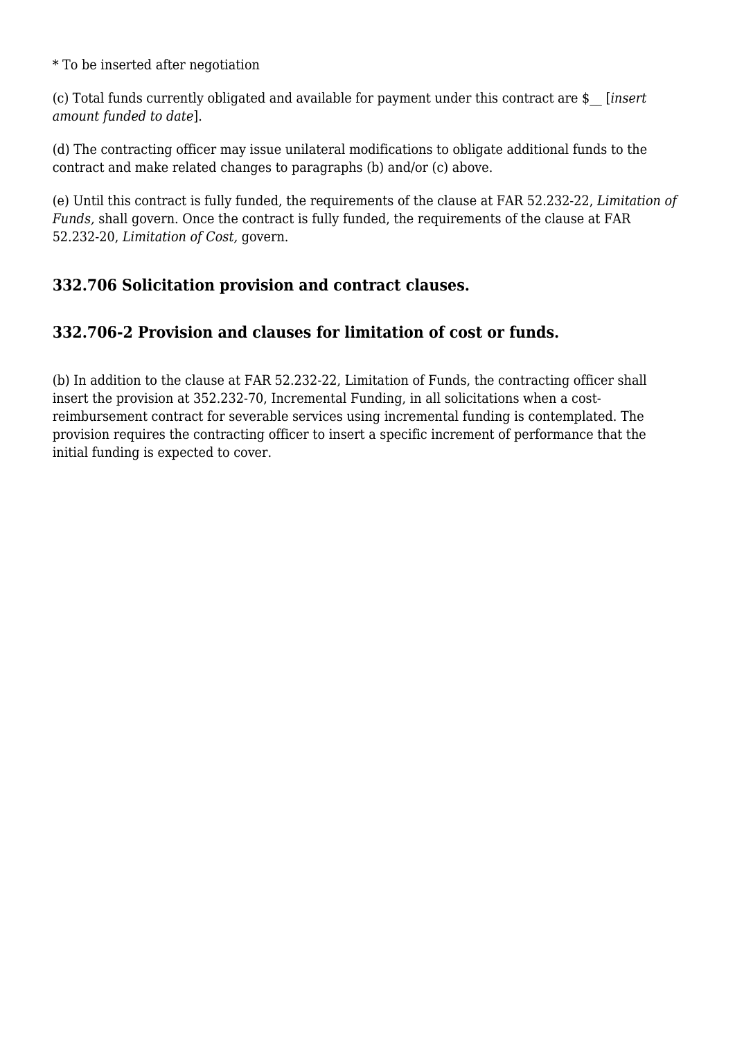* To be inserted after negotiation

(c) Total funds currently obligated and available for payment under this contract are $__ [*insert amount funded to date*].

(d) The contracting officer may issue unilateral modifications to obligate additional funds to the contract and make related changes to paragraphs (b) and/or (c) above.

(e) Until this contract is fully funded, the requirements of the clause at FAR 52.232-22, *Limitation of Funds,* shall govern. Once the contract is fully funded, the requirements of the clause at FAR 52.232-20, *Limitation of Cost,* govern.

## 332.706 Solicitation provision and contract clauses.

## 332.706-2 Provision and clauses for limitation of cost or funds.

(b) In addition to the clause at FAR 52.232-22, Limitation of Funds, the contracting officer shall insert the provision at 352.232-70, Incremental Funding, in all solicitations when a cost-reimbursement contract for severable services using incremental funding is contemplated. The provision requires the contracting officer to insert a specific increment of performance that the initial funding is expected to cover.